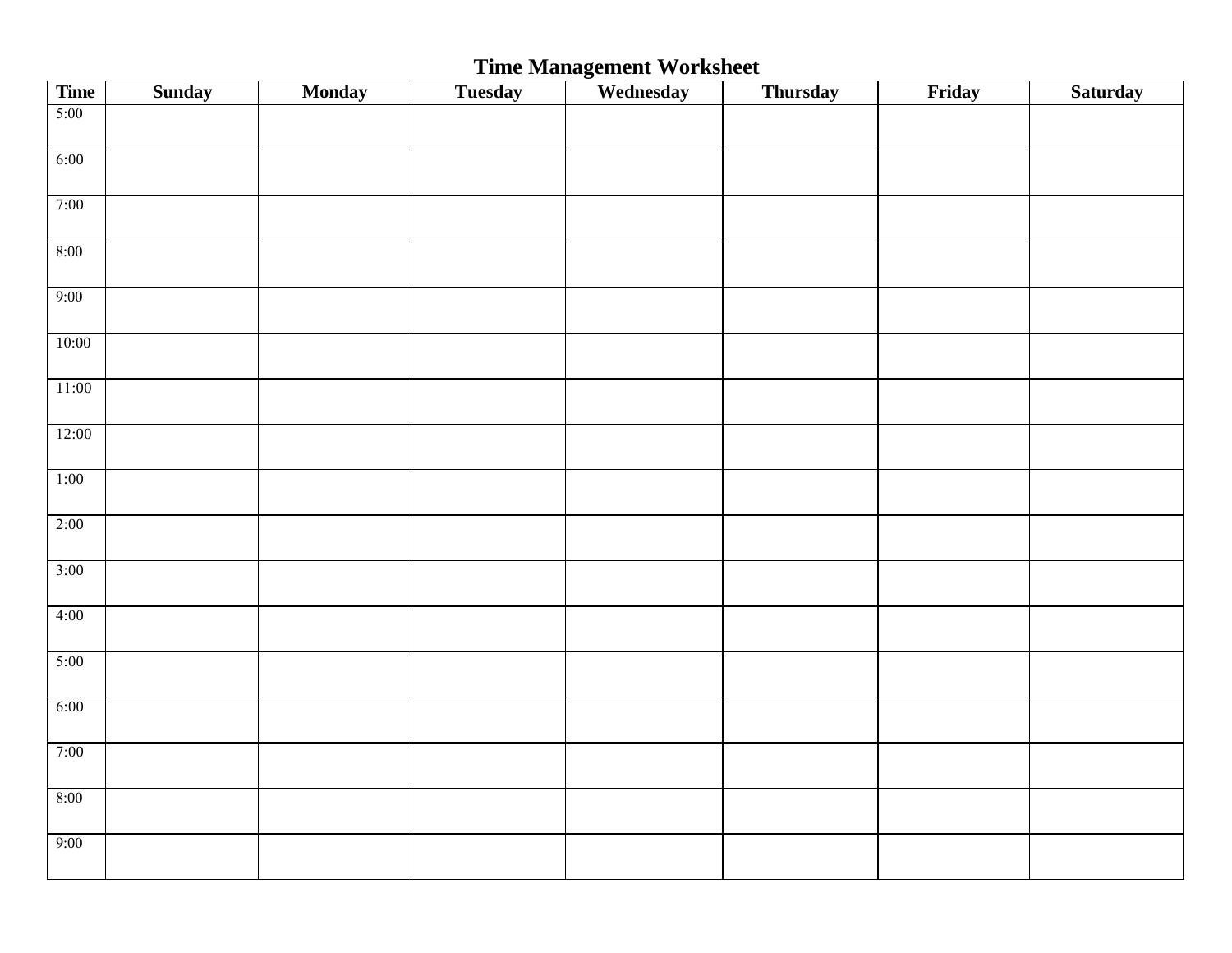# Time Management Worksheet

| Time | Sunday | Monday | Tuesday | Wednesday | Thursday | Friday | Saturday |
|---|---|---|---|---|---|---|---|
| 5:00 | | | | | | | |
| 6:00 | | | | | | | |
| 7:00 | | | | | | | |
| 8:00 | | | | | | | |
| 9:00 | | | | | | | |
| 10:00 | | | | | | | |
| 11:00 | | | | | | | |
| 12:00 | | | | | | | |
| 1:00 | | | | | | | |
| 2:00 | | | | | | | |
| 3:00 | | | | | | | |
| 4:00 | | | | | | | |
| 5:00 | | | | | | | |
| 6:00 | | | | | | | |
| 7:00 | | | | | | | |
| 8:00 | | | | | | | |
| 9:00 | | | | | | | |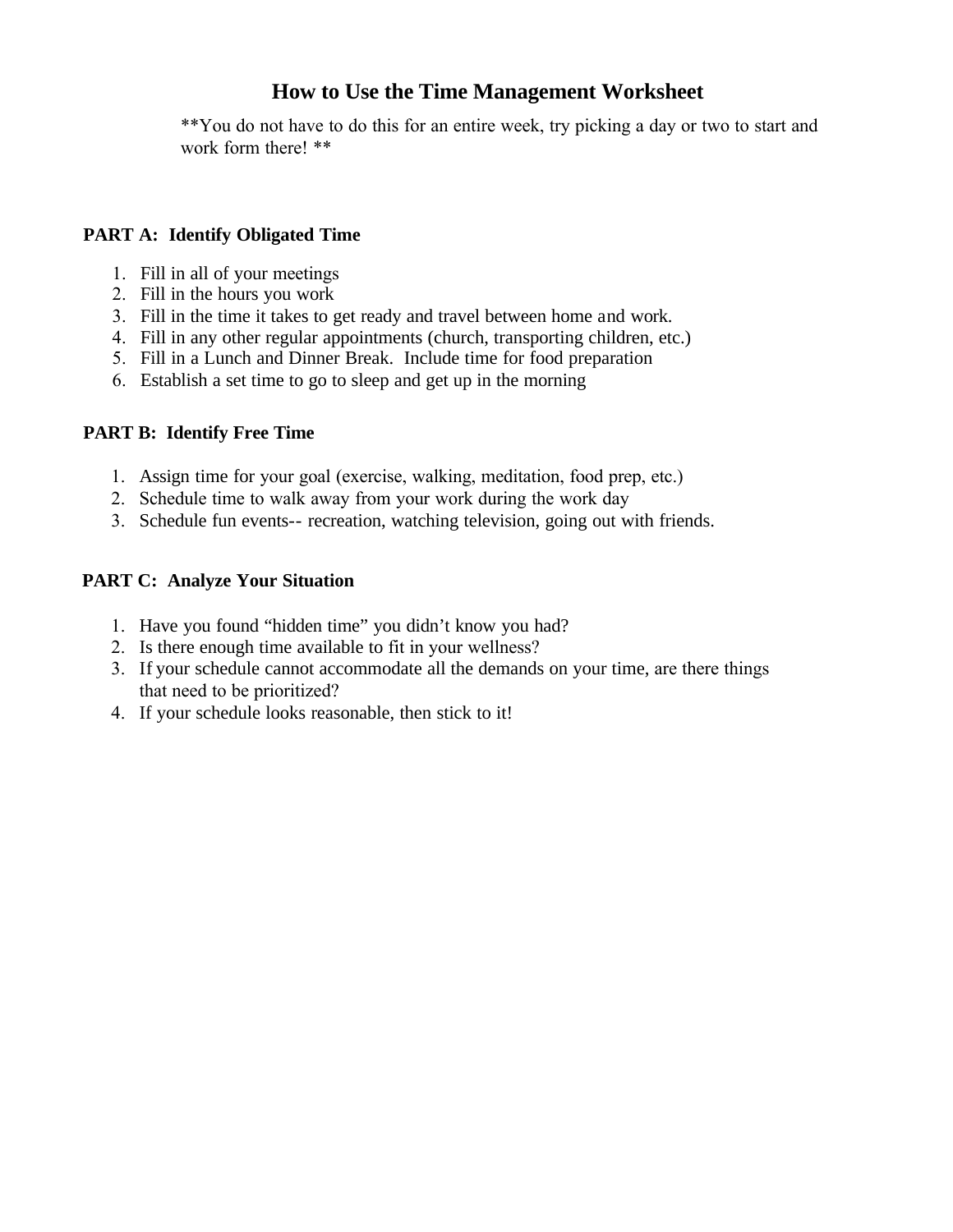# How to Use the Time Management Worksheet

**You do not have to do this for an entire week, try picking a day or two to start and work form there! **

**PART A: Identify Obligated Time**

1. Fill in all of your meetings
2. Fill in the hours you work
3. Fill in the time it takes to get ready and travel between home and work.
4. Fill in any other regular appointments (church, transporting children, etc.)
5. Fill in a Lunch and Dinner Break. Include time for food preparation
6. Establish a set time to go to sleep and get up in the morning

**PART B: Identify Free Time**

1. Assign time for your goal (exercise, walking, meditation, food prep, etc.)
2. Schedule time to walk away from your work during the work day
3. Schedule fun events-- recreation, watching television, going out with friends.

**PART C: Analyze Your Situation**

1. Have you found "hidden time" you didn't know you had?
2. Is there enough time available to fit in your wellness?
3. If your schedule cannot accommodate all the demands on your time, are there things that need to be prioritized?
4. If your schedule looks reasonable, then stick to it!